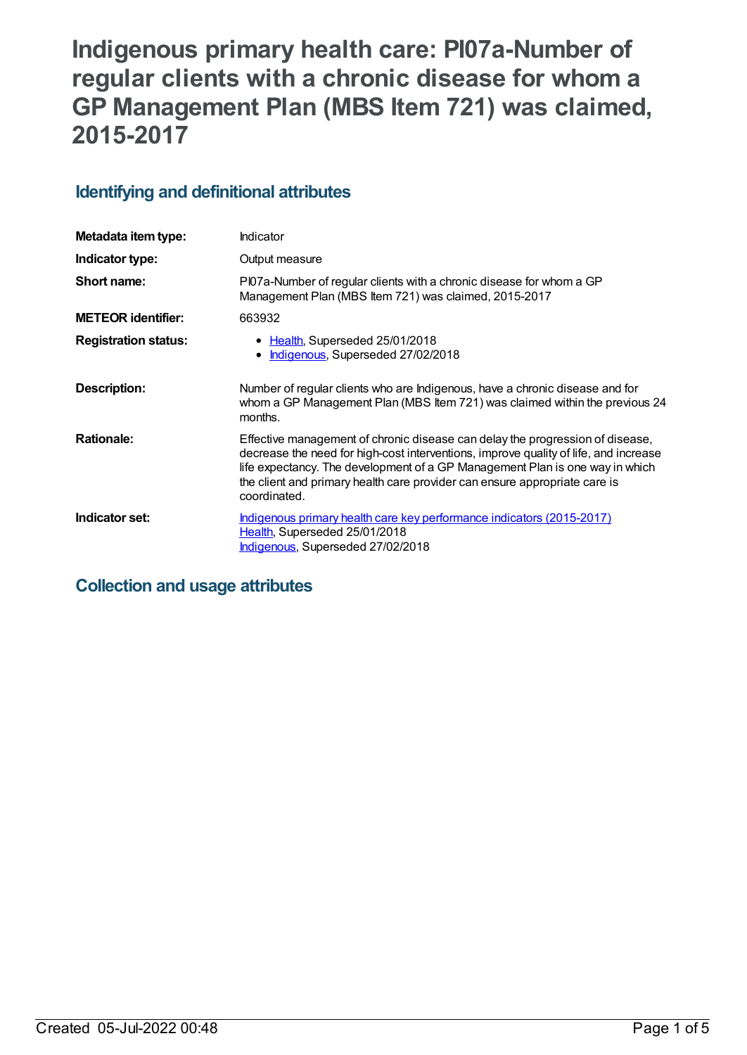# Indigenous primary health care: PI07a-Number of regular clients with a chronic disease for whom a GP Management Plan (MBS Item 721) was claimed, 2015-2017

## Identifying and definitional attributes

| | |
|---|---|
| **Metadata item type:** | Indicator |
| **Indicator type:** | Output measure |
| **Short name:** | PI07a-Number of regular clients with a chronic disease for whom a GP Management Plan (MBS Item 721) was claimed, 2015-2017 |
| **METEOR identifier:** | 663932 |
| **Registration status:** | • Health, Superseded 25/01/2018<br>• Indigenous, Superseded 27/02/2018 |
| **Description:** | Number of regular clients who are Indigenous, have a chronic disease and for whom a GP Management Plan (MBS Item 721) was claimed within the previous 24 months. |
| **Rationale:** | Effective management of chronic disease can delay the progression of disease, decrease the need for high-cost interventions, improve quality of life, and increase life expectancy. The development of a GP Management Plan is one way in which the client and primary health care provider can ensure appropriate care is coordinated. |
| **Indicator set:** | Indigenous primary health care key performance indicators (2015-2017)<br>Health, Superseded 25/01/2018<br>Indigenous, Superseded 27/02/2018 |

## Collection and usage attributes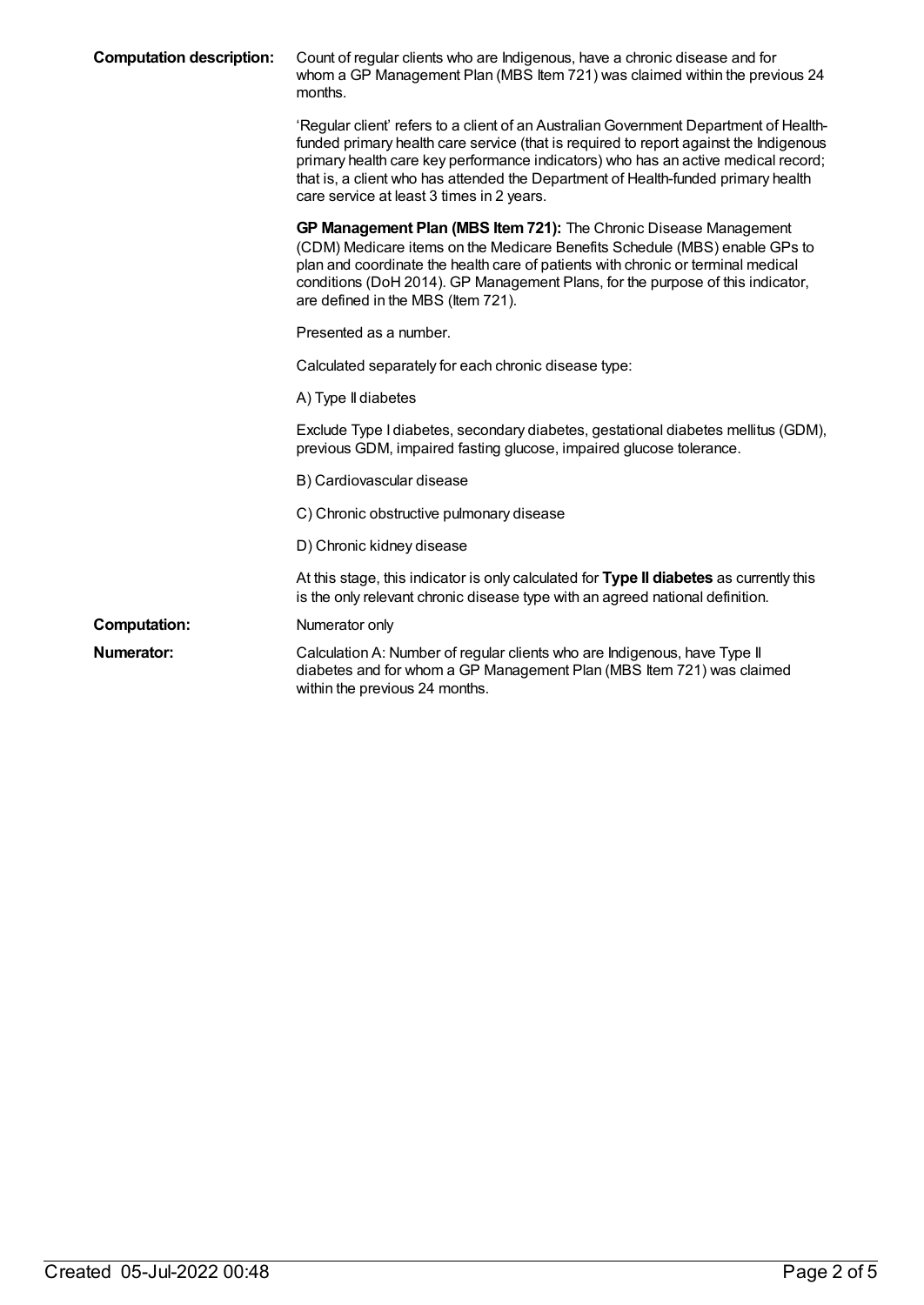**Computation description:** Count of regular clients who are Indigenous, have a chronic disease and for whom a GP Management Plan (MBS Item 721) was claimed within the previous 24 months.

'Regular client' refers to a client of an Australian Government Department of Health-funded primary health care service (that is required to report against the Indigenous primary health care key performance indicators) who has an active medical record; that is, a client who has attended the Department of Health-funded primary health care service at least 3 times in 2 years.

**GP Management Plan (MBS Item 721):** The Chronic Disease Management (CDM) Medicare items on the Medicare Benefits Schedule (MBS) enable GPs to plan and coordinate the health care of patients with chronic or terminal medical conditions (DoH 2014). GP Management Plans, for the purpose of this indicator, are defined in the MBS (Item 721).

Presented as a number.

Calculated separately for each chronic disease type:

A) Type II diabetes

Exclude Type I diabetes, secondary diabetes, gestational diabetes mellitus (GDM), previous GDM, impaired fasting glucose, impaired glucose tolerance.

B) Cardiovascular disease

C) Chronic obstructive pulmonary disease

D) Chronic kidney disease

At this stage, this indicator is only calculated for **Type II diabetes** as currently this is the only relevant chronic disease type with an agreed national definition.

**Computation:** Numerator only

**Numerator:** Calculation A: Number of regular clients who are Indigenous, have Type II diabetes and for whom a GP Management Plan (MBS Item 721) was claimed within the previous 24 months.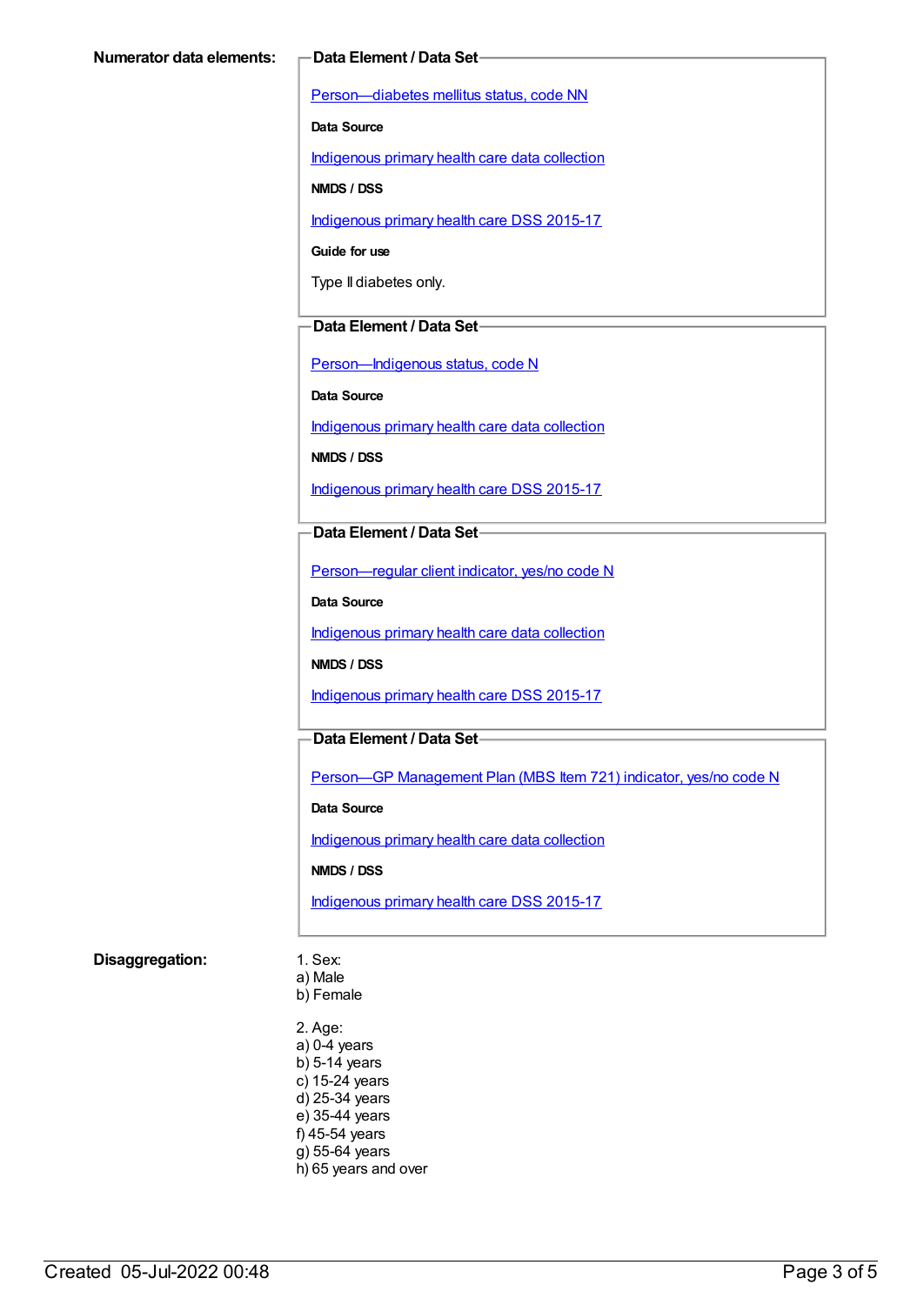**Numerator data elements:**

**Data Element / Data Set**

Person—diabetes mellitus status, code NN

**Data Source**

Indigenous primary health care data collection

**NMDS / DSS**

Indigenous primary health care DSS 2015-17

**Guide for use**

Type II diabetes only.

**Data Element / Data Set**

Person—Indigenous status, code N

**Data Source**

Indigenous primary health care data collection

**NMDS / DSS**

Indigenous primary health care DSS 2015-17

**Data Element / Data Set**

Person—regular client indicator, yes/no code N

**Data Source**

Indigenous primary health care data collection

**NMDS / DSS**

Indigenous primary health care DSS 2015-17

**Data Element / Data Set**

Person—GP Management Plan (MBS Item 721) indicator, yes/no code N

**Data Source**

Indigenous primary health care data collection

**NMDS / DSS**

Indigenous primary health care DSS 2015-17

**Disaggregation:**

1. Sex:
a) Male
b) Female

2. Age:
a) 0-4 years
b) 5-14 years
c) 15-24 years
d) 25-34 years
e) 35-44 years
f) 45-54 years
g) 55-64 years
h) 65 years and over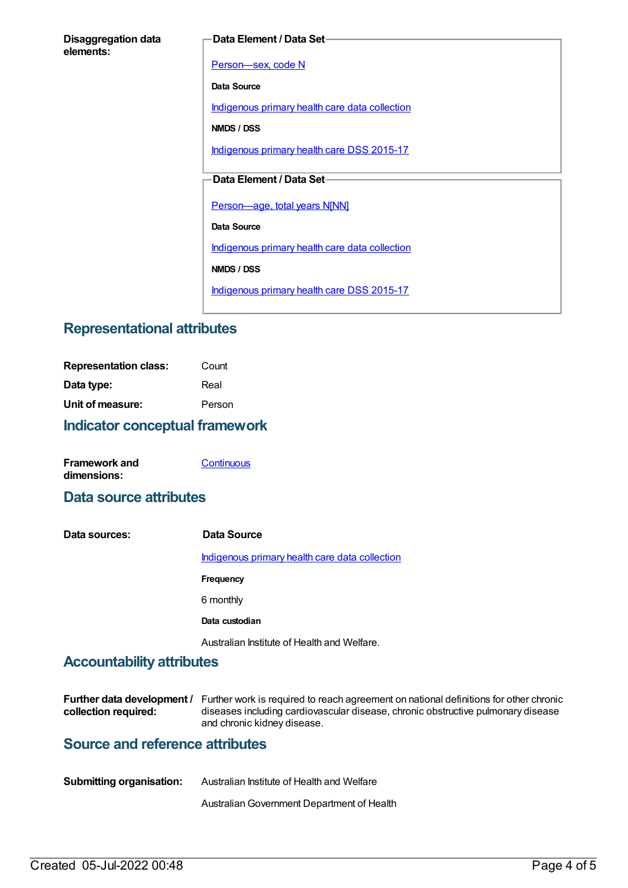**Disaggregation data elements:**

**Data Element / Data Set**

Person—sex, code N

**Data Source**

Indigenous primary health care data collection

**NMDS / DSS**

Indigenous primary health care DSS 2015-17

**Data Element / Data Set**

Person—age, total years N[NN]

**Data Source**

Indigenous primary health care data collection

**NMDS / DSS**

Indigenous primary health care DSS 2015-17

## Representational attributes

| | |
|---|---|
| **Representation class:** | Count |
| **Data type:** | Real |
| **Unit of measure:** | Person |

## Indicator conceptual framework

**Framework and dimensions:** Continuous

## Data source attributes

**Data sources:**

**Data Source**

Indigenous primary health care data collection

**Frequency**

6 monthly

**Data custodian**

Australian Institute of Health and Welfare.

## Accountability attributes

**Further data development / collection required:** Further work is required to reach agreement on national definitions for other chronic diseases including cardiovascular disease, chronic obstructive pulmonary disease and chronic kidney disease.

## Source and reference attributes

**Submitting organisation:** Australian Institute of Health and Welfare

Australian Government Department of Health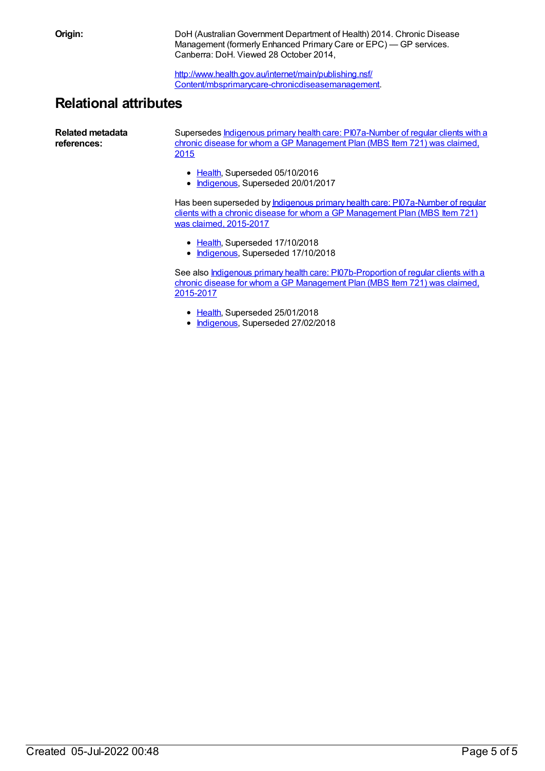**Origin:** DoH (Australian Government Department of Health) 2014. Chronic Disease Management (formerly Enhanced Primary Care or EPC) — GP services. Canberra: DoH. Viewed 28 October 2014,

http://www.health.gov.au/internet/main/publishing.nsf/Content/mbsprimarycare-chronicdiseasemanagement.

## Relational attributes

**Related metadata references:**

Supersedes Indigenous primary health care: PI07a-Number of regular clients with a chronic disease for whom a GP Management Plan (MBS Item 721) was claimed, 2015

- Health, Superseded 05/10/2016
- Indigenous, Superseded 20/01/2017

Has been superseded by Indigenous primary health care: PI07a-Number of regular clients with a chronic disease for whom a GP Management Plan (MBS Item 721) was claimed, 2015-2017

- Health, Superseded 17/10/2018
- Indigenous, Superseded 17/10/2018

See also Indigenous primary health care: PI07b-Proportion of regular clients with a chronic disease for whom a GP Management Plan (MBS Item 721) was claimed, 2015-2017

- Health, Superseded 25/01/2018
- Indigenous, Superseded 27/02/2018